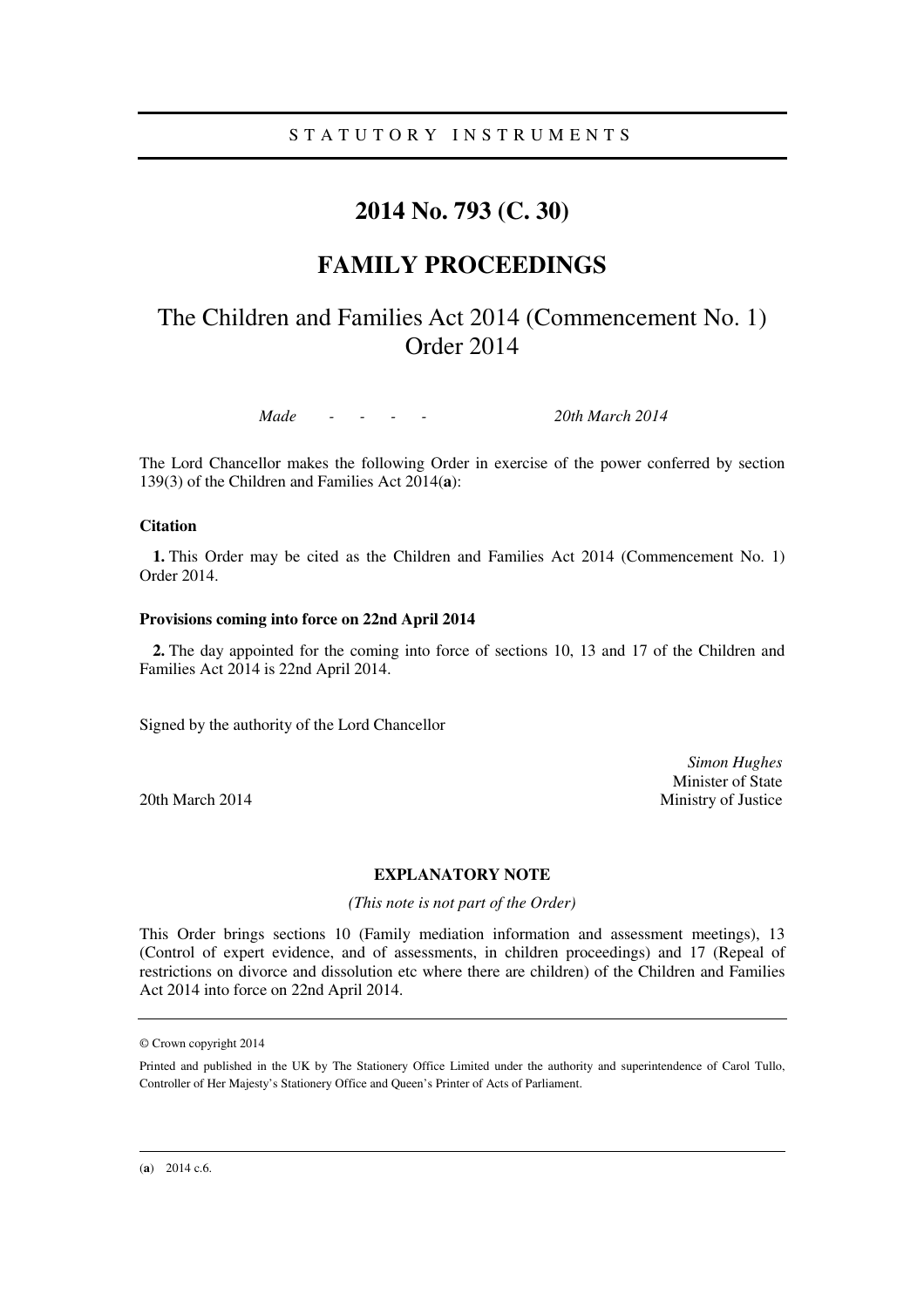STATUTORY INSTRUMENTS

# 2014 No. 793 (C. 30)

# FAMILY PROCEEDINGS

## The Children and Families Act 2014 (Commencement No. 1) Order 2014

*Made - - - - 20th March 2014*

The Lord Chancellor makes the following Order in exercise of the power conferred by section 139(3) of the Children and Families Act 2014(**a**):

### Citation

**1.** This Order may be cited as the Children and Families Act 2014 (Commencement No. 1) Order 2014.

### Provisions coming into force on 22nd April 2014

**2.** The day appointed for the coming into force of sections 10, 13 and 17 of the Children and Families Act 2014 is 22nd April 2014.

Signed by the authority of the Lord Chancellor

*Simon Hughes*
Minister of State
20th March 2014 Ministry of Justice

### EXPLANATORY NOTE

*(This note is not part of the Order)*

This Order brings sections 10 (Family mediation information and assessment meetings), 13 (Control of expert evidence, and of assessments, in children proceedings) and 17 (Repeal of restrictions on divorce and dissolution etc where there are children) of the Children and Families Act 2014 into force on 22nd April 2014.

---

© Crown copyright 2014

Printed and published in the UK by The Stationery Office Limited under the authority and superintendence of Carol Tullo, Controller of Her Majesty's Stationery Office and Queen's Printer of Acts of Parliament.

---

(**a**) 2014 c.6.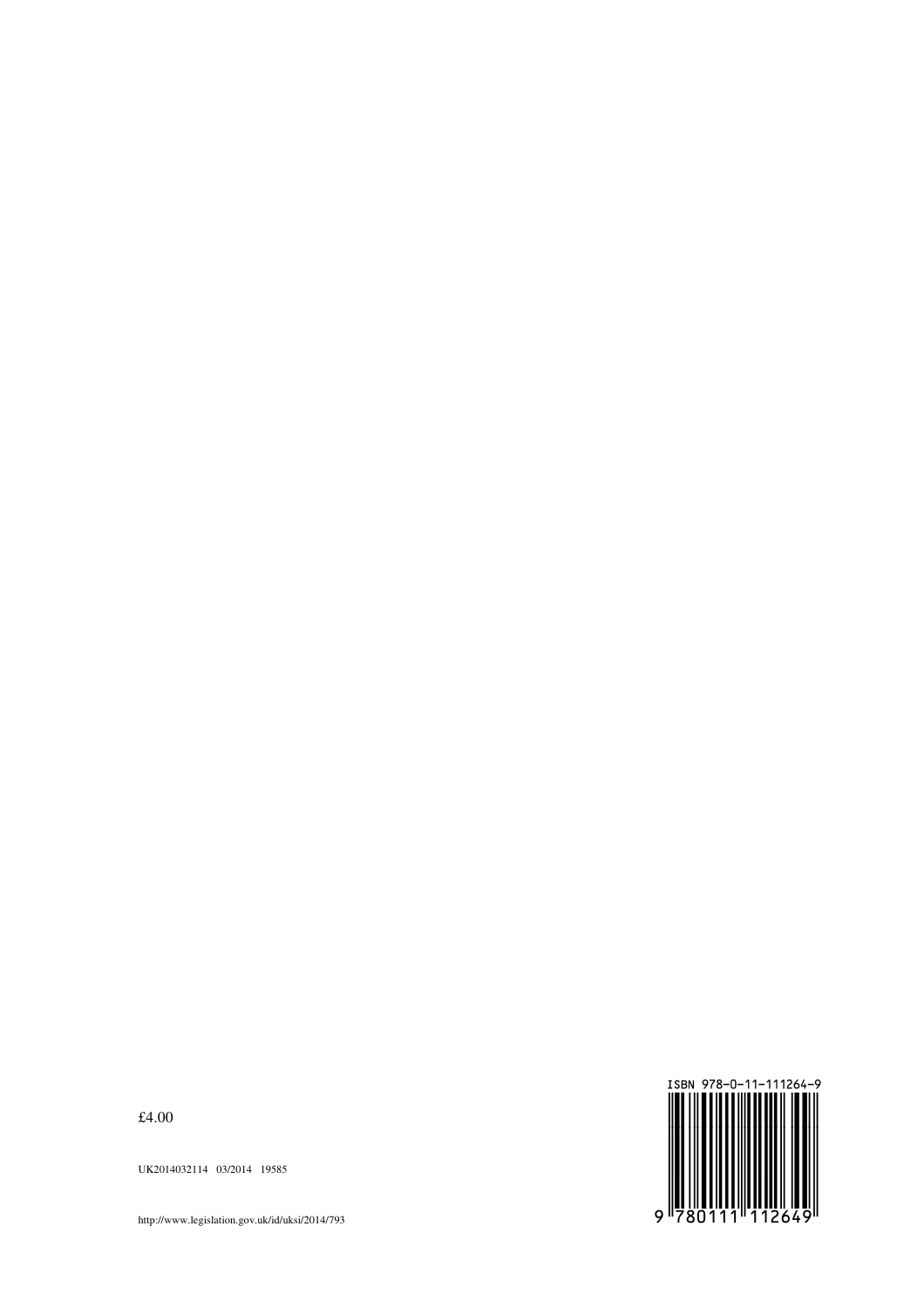£4.00

UK2014032114 03/2014 19585

http://www.legislation.gov.uk/id/uksi/2014/793

ISBN 978-0-11-111264-9

9 780111 112649